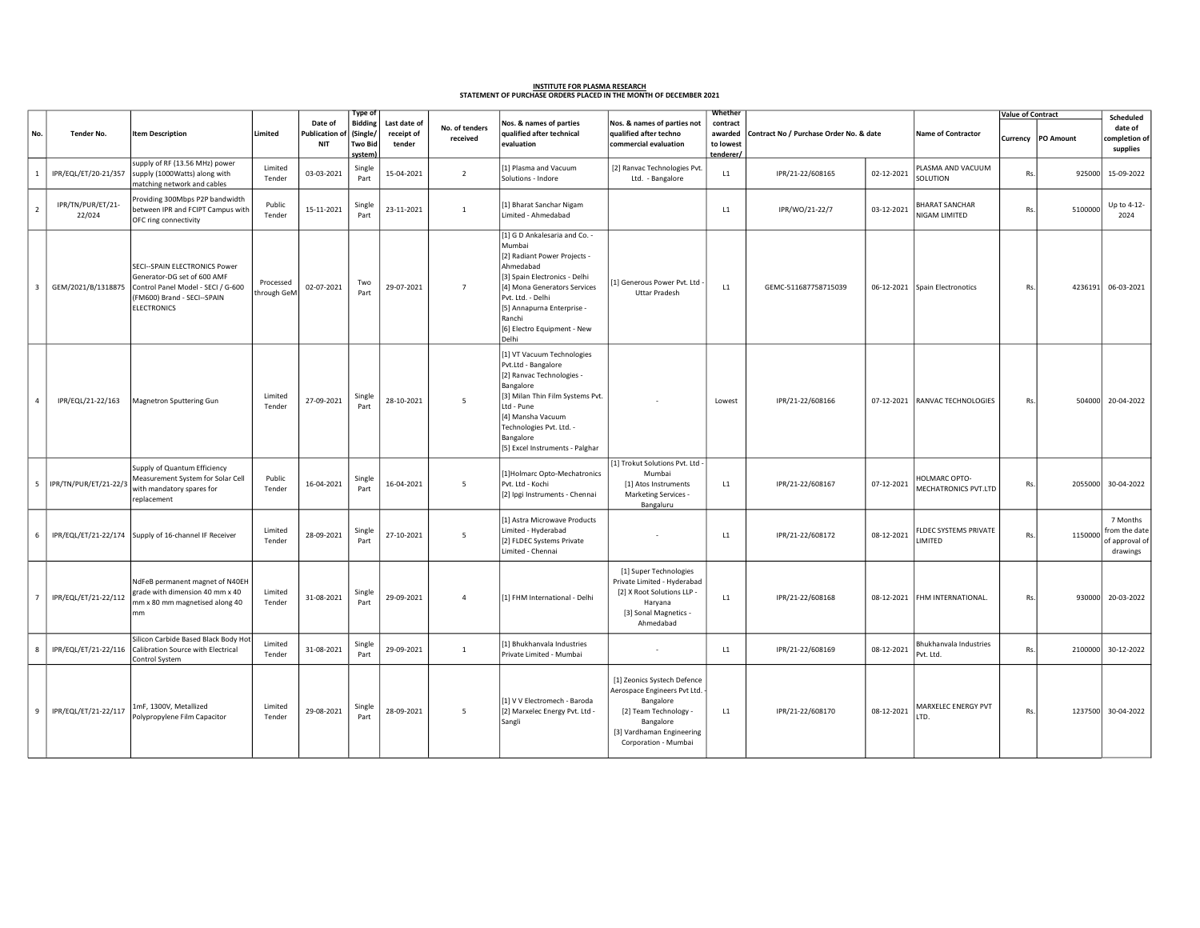**INSTITUTE FOR PLASMA RESEARCH**
**STATEMENT OF PURCHASE ORDERS PLACED IN THE MONTH OF DECEMBER 2021**

| No. | Tender No. | Item Description | Limited | Date of Publication of NIT | Type of Bidding (Single/ Two Bid system) | Last date of receipt of tender | No. of tenders received | Nos. & names of parties qualified after technical evaluation | Nos. & names of parties not qualified after techno commercial evaluation | Whether contract awarded to lowest tenderer/ | Contract No / Purchase Order No. & date | | Name of Contractor | Value of Contract | | Scheduled date of completion of supplies |
|---|---|---|---|---|---|---|---|---|---|---|---|---|---|---|---|---|
| | | | | | | | | | | | | | | Currency | PO Amount | |
| 1 | IPR/EQL/ET/20-21/357 | supply of RF (13.56 MHz) power supply (1000Watts) along with matching network and cables | Limited Tender | 03-03-2021 | Single Part | 15-04-2021 | 2 | [1] Plasma and Vacuum Solutions - Indore | [2] Ranvac Technologies Pvt. Ltd. - Bangalore | L1 | IPR/21-22/608165 | 02-12-2021 | PLASMA AND VACUUM SOLUTION | Rs. | 925000 | 15-09-2022 |
| 2 | IPR/TN/PUR/ET/21-22/024 | Providing 300Mbps P2P bandwidth between IPR and FCIPT Campus with OFC ring connectivity | Public Tender | 15-11-2021 | Single Part | 23-11-2021 | 1 | [1] Bharat Sanchar Nigam Limited - Ahmedabad | | L1 | IPR/WO/21-22/7 | 03-12-2021 | BHARAT SANCHAR NIGAM LIMITED | Rs. | 5100000 | Up to 4-12-2024 |
| 3 | GEM/2021/B/1318875 | SECI--SPAIN ELECTRONICS Power Generator-DG set of 600 AMF Control Panel Model - SECI / G-600 (FM600) Brand - SECI--SPAIN ELECTRONICS | Processed through GeM | 02-07-2021 | Two Part | 29-07-2021 | 7 | [1] G D Ankalesaria and Co. - Mumbai<br>[2] Radiant Power Projects - Ahmedabad<br>[3] Spain Electronics - Delhi<br>[4] Mona Generators Services Pvt. Ltd. - Delhi<br>[5] Annapurna Enterprise - Ranchi<br>[6] Electro Equipment - New Delhi | [1] Generous Power Pvt. Ltd - Uttar Pradesh | L1 | GEMC-511687758715039 | 06-12-2021 | Spain Electronotics | Rs. | 4236191 | 06-03-2021 |
| 4 | IPR/EQL/21-22/163 | Magnetron Sputtering Gun | Limited Tender | 27-09-2021 | Single Part | 28-10-2021 | 5 | [1] VT Vacuum Technologies Pvt.Ltd - Bangalore<br>[2] Ranvac Technologies - Bangalore<br>[3] Milan Thin Film Systems Pvt. Ltd - Pune<br>[4] Mansha Vacuum Technologies Pvt. Ltd. - Bangalore<br>[5] Excel Instruments - Palghar | - | Lowest | IPR/21-22/608166 | 07-12-2021 | RANVAC TECHNOLOGIES | Rs. | 504000 | 20-04-2022 |
| 5 | IPR/TN/PUR/ET/21-22/3 | Supply of Quantum Efficiency Measurement System for Solar Cell with mandatory spares for replacement | Public Tender | 16-04-2021 | Single Part | 16-04-2021 | 5 | [1]Holmarc Opto-Mechatronics Pvt. Ltd - Kochi<br>[2] Ipgi Instruments - Chennai | [1] Trokut Solutions Pvt. Ltd - Mumbai<br>[1] Atos Instruments Marketing Services - Bangaluru | L1 | IPR/21-22/608167 | 07-12-2021 | HOLMARC OPTO-MECHATRONICS PVT.LTD | Rs. | 2055000 | 30-04-2022 |
| 6 | IPR/EQL/ET/21-22/174 | Supply of 16-channel IF Receiver | Limited Tender | 28-09-2021 | Single Part | 27-10-2021 | 5 | [1] Astra Microwave Products Limited - Hyderabad<br>[2] FLDEC Systems Private Limited - Chennai | - | L1 | IPR/21-22/608172 | 08-12-2021 | FLDEC SYSTEMS PRIVATE LIMITED | Rs. | 1150000 | 7 Months from the date of approval of drawings |
| 7 | IPR/EQL/ET/21-22/112 | NdFeB permanent magnet of N40EH grade with dimension 40 mm x 40 mm x 80 mm magnetised along 40 mm | Limited Tender | 31-08-2021 | Single Part | 29-09-2021 | 4 | [1] FHM International - Delhi | [1] Super Technologies Private Limited - Hyderabad<br>[2] X Root Solutions LLP - Haryana<br>[3] Sonal Magnetics - Ahmedabad | L1 | IPR/21-22/608168 | 08-12-2021 | FHM INTERNATIONAL. | Rs. | 930000 | 20-03-2022 |
| 8 | IPR/EQL/ET/21-22/116 | Silicon Carbide Based Black Body Hot Calibration Source with Electrical Control System | Limited Tender | 31-08-2021 | Single Part | 29-09-2021 | 1 | [1] Bhukhanvala Industries Private Limited - Mumbai | - | L1 | IPR/21-22/608169 | 08-12-2021 | Bhukhanvala Industries Pvt. Ltd. | Rs. | 2100000 | 30-12-2022 |
| 9 | IPR/EQL/ET/21-22/117 | 1mF, 1300V, Metallized Polypropylene Film Capacitor | Limited Tender | 29-08-2021 | Single Part | 28-09-2021 | 5 | [1] V V Electromech - Baroda<br>[2] Marxelec Energy Pvt. Ltd - Sangli | [1] Zeonics Systech Defence Aerospace Engineers Pvt Ltd. - Bangalore<br>[2] Team Technology - Bangalore<br>[3] Vardhaman Engineering Corporation - Mumbai | L1 | IPR/21-22/608170 | 08-12-2021 | MARXELEC ENERGY PVT LTD. | Rs. | 1237500 | 30-04-2022 |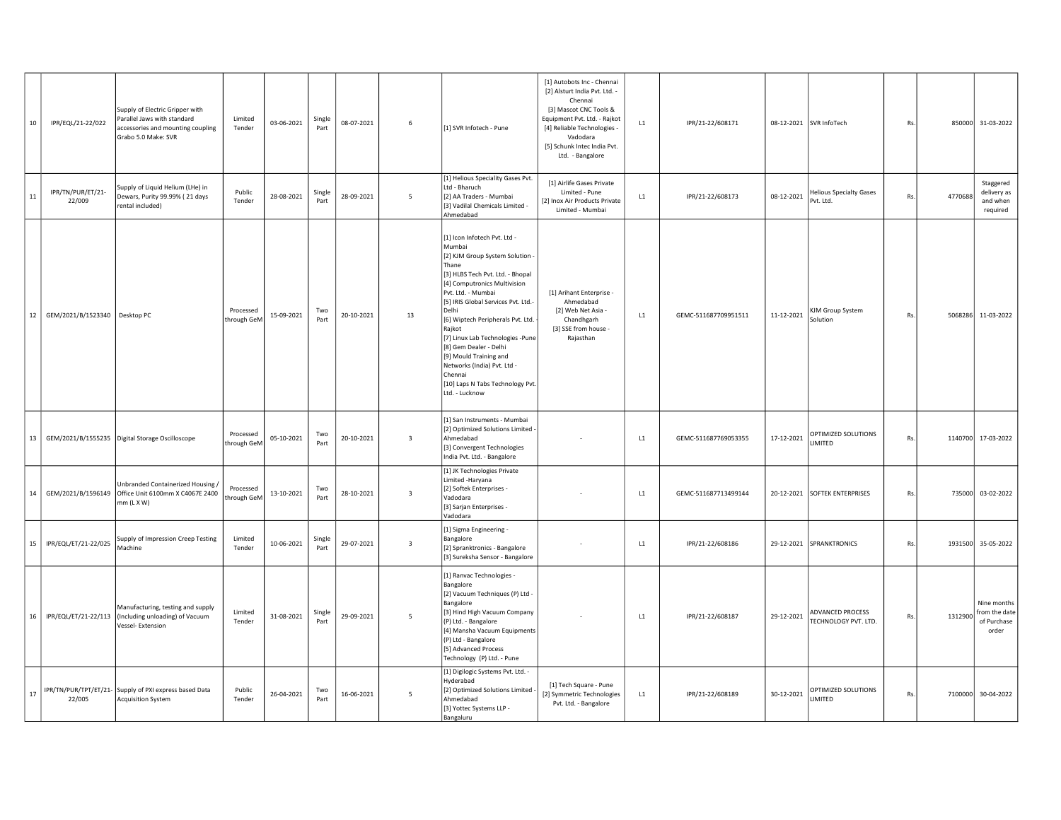| 10 | IPR/EQL/21-22/022 | Supply of Electric Gripper with Parallel Jaws with standard accessories and mounting coupling Grabo 5.0 Make: SVR | Limited Tender | 03-06-2021 | Single Part | 08-07-2021 | 6 | [1] SVR Infotech - Pune | [1] Autobots Inc - Chennai [2] Alsturt India Pvt. Ltd. - Chennai [3] Mascot CNC Tools & Equipment Pvt. Ltd. - Rajkot [4] Reliable Technologies - Vadodara [5] Schunk Intec India Pvt. Ltd. - Bangalore | L1 | IPR/21-22/608171 | 08-12-2021 | SVR InfoTech | Rs. | 850000 | 31-03-2022 |
|---|---|---|---|---|---|---|---|---|---|---|---|---|---|---|---|---|
| 11 | IPR/TN/PUR/ET/21-22/009 | Supply of Liquid Helium (LHe) in Dewars, Purity 99.99% ( 21 days rental included) | Public Tender | 28-08-2021 | Single Part | 28-09-2021 | 5 | [1] Helious Speciality Gases Pvt. Ltd - Bharuch [2] AA Traders - Mumbai [3] Vadilal Chemicals Limited - Ahmedabad | [1] Airlife Gases Private Limited - Pune [2] Inox Air Products Private Limited - Mumbai | L1 | IPR/21-22/608173 | 08-12-2021 | Helious Specialty Gases Pvt. Ltd. | Rs. | 4770688 | Staggered delivery as and when required |
| 12 | GEM/2021/B/1523340 | Desktop PC | Processed through GeM | 15-09-2021 | Two Part | 20-10-2021 | 13 | [1] Icon Infotech Pvt. Ltd - Mumbai [2] KJM Group System Solution - Thane [3] HLBS Tech Pvt. Ltd. - Bhopal [4] Computronics Multivision Pvt. Ltd. - Mumbai [5] IRIS Global Services Pvt. Ltd.- Delhi [6] Wiptech Peripherals Pvt. Ltd. - Rajkot [7] Linux Lab Technologies -Pune [8] Gem Dealer - Delhi [9] Mould Training and Networks (India) Pvt. Ltd - Chennai [10] Laps N Tabs Technology Pvt. Ltd. - Lucknow | [1] Arihant Enterprise - Ahmedabad [2] Web Net Asia - Chandhgarh [3] SSE from house - Rajasthan | L1 | GEMC-511687709951511 | 11-12-2021 | KJM Group System Solution | Rs. | 5068286 | 11-03-2022 |
| 13 | GEM/2021/B/1555235 | Digital Storage Oscilloscope | Processed through GeM | 05-10-2021 | Two Part | 20-10-2021 | 3 | [1] San Instruments - Mumbai [2] Optimized Solutions Limited - Ahmedabad [3] Convergent Technologies India Pvt. Ltd. - Bangalore | - | L1 | GEMC-511687769053355 | 17-12-2021 | OPTIMIZED SOLUTIONS LIMITED | Rs. | 1140700 | 17-03-2022 |
| 14 | GEM/2021/B/1596149 | Unbranded Containerized Housing / Office Unit 6100mm X C4067E 2400 mm (L X W) | Processed through GeM | 13-10-2021 | Two Part | 28-10-2021 | 3 | [1] JK Technologies Private Limited -Haryana [2] Softek Enterprises - Vadodara [3] Sarjan Enterprises - Vadodara | - | L1 | GEMC-511687713499144 | 20-12-2021 | SOFTEK ENTERPRISES | Rs. | 735000 | 03-02-2022 |
| 15 | IPR/EQL/ET/21-22/025 | Supply of Impression Creep Testing Machine | Limited Tender | 10-06-2021 | Single Part | 29-07-2021 | 3 | [1] Sigma Engineering - Bangalore [2] Sprankt­ronics - Bangalore [3] Sureksha Sensor - Bangalore | - | L1 | IPR/21-22/608186 | 29-12-2021 | SPRANKTRONICS | Rs. | 1931500 | 35-05-2022 |
| 16 | IPR/EQL/ET/21-22/113 | Manufacturing, testing and supply (Including unloading) of Vacuum Vessel- Extension | Limited Tender | 31-08-2021 | Single Part | 29-09-2021 | 5 | [1] Ranvac Technologies - Bangalore [2] Vacuum Techniques (P) Ltd - Bangalore [3] Hind High Vacuum Company (P) Ltd. - Bangalore [4] Mansha Vacuum Equipments (P) Ltd - Bangalore [5] Advanced Process Technology (P) Ltd. - Pune | - | L1 | IPR/21-22/608187 | 29-12-2021 | ADVANCED PROCESS TECHNOLOGY PVT. LTD. | Rs. | 1312900 | Nine months from the date of Purchase order |
| 17 | IPR/TN/PUR/TPT/ET/21-22/005 | Supply of PXI express based Data Acquisition System | Public Tender | 26-04-2021 | Two Part | 16-06-2021 | 5 | [1] Digilogic Systems Pvt. Ltd. - Hyderabad [2] Optimized Solutions Limited - Ahmedabad [3] Yottec Systems LLP - Bangaluru | [1] Tech Square - Pune [2] Symmetric Technologies Pvt. Ltd. - Bangalore | L1 | IPR/21-22/608189 | 30-12-2021 | OPTIMIZED SOLUTIONS LIMITED | Rs. | 7100000 | 30-04-2022 |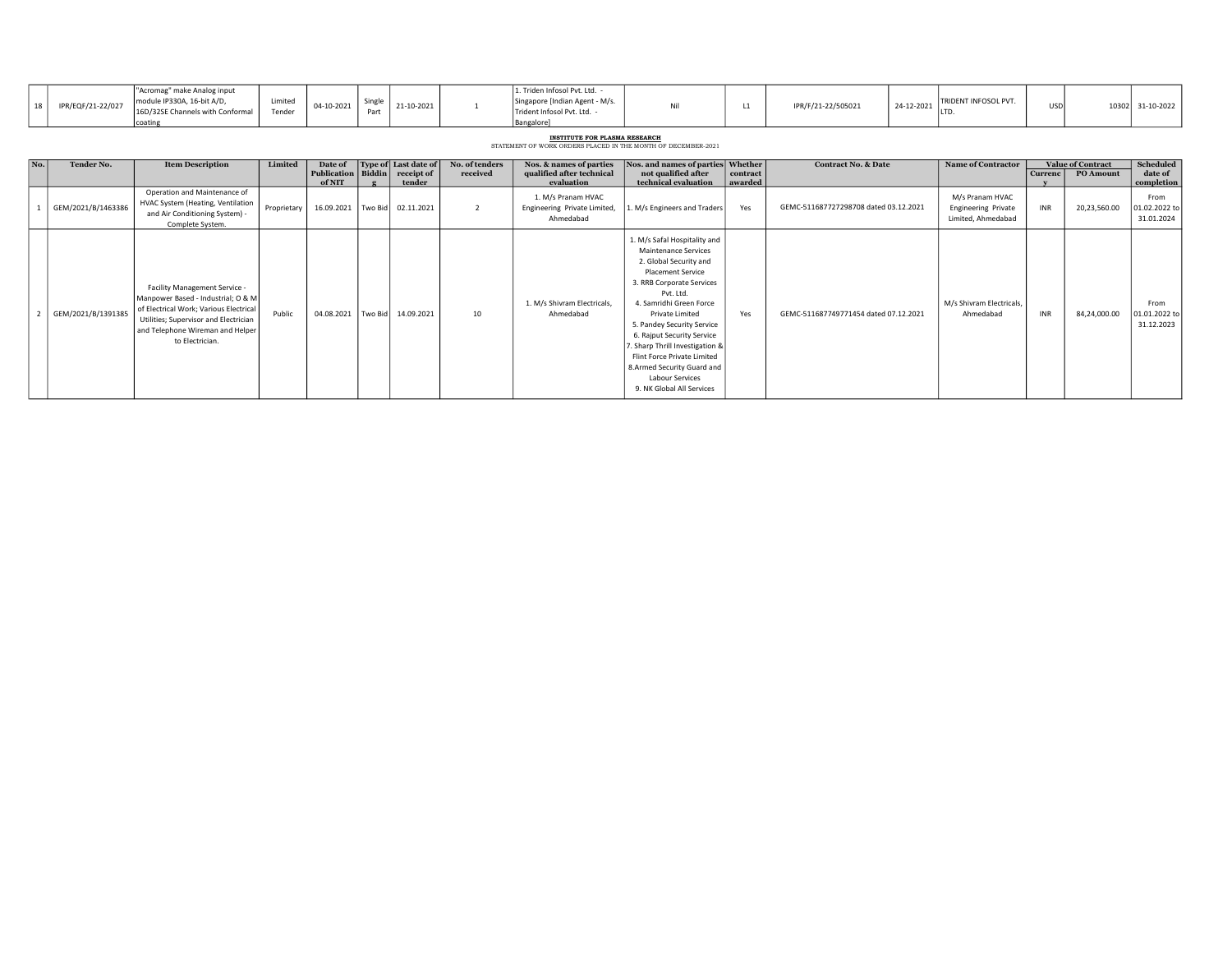| | | | | | | | | | | | | | | | | |
|---|---|---|---|---|---|---|---|---|---|---|---|---|---|---|---|---|
| 18 | IPR/EQF/21-22/027 | "Acromag" make Analog input module IP330A, 16-bit A/D, 16D/32SE Channels with Conformal coating | Limited Tender | 04-10-2021 | Single Part | 21-10-2021 | 1 | 1. Triden Infosol Pvt. Ltd. - Singapore [Indian Agent - M/s. Trident Infosol Pvt. Ltd. - Bangalore] | Nil | L1 | IPR/F/21-22/505021 | 24-12-2021 | TRIDENT INFOSOL PVT. LTD. | USD | 10302 | 31-10-2022 |

**INSTITUTE FOR PLASMA RESEARCH**

STATEMENT OF WORK ORDERS PLACED IN THE MONTH OF DECEMBER-2021

| No. | Tender No. | Item Description | Limited | Date of Publication of NIT | Type of Bidding | Last date of receipt of tender | No. of tenders received | Nos. & names of parties qualified after technical evaluation | Nos. and names of parties not qualified after technical evaluation | Whether contract awarded | Contract No. & Date | Name of Contractor | Value of Contract | | Scheduled date of completion |
|---|---|---|---|---|---|---|---|---|---|---|---|---|---|---|---|
| | | | | | | | | | | | | | Currency | PO Amount | |
| 1 | GEM/2021/B/1463386 | Operation and Maintenance of HVAC System (Heating, Ventilation and Air Conditioning System) - Complete System. | Proprietary | 16.09.2021 | Two Bid | 02.11.2021 | 2 | 1. M/s Pranam HVAC Engineering Private Limited, Ahmedabad | 1. M/s Engineers and Traders | Yes | GEMC-511687727298708 dated 03.12.2021 | M/s Pranam HVAC Engineering Private Limited, Ahmedabad | INR | 20,23,560.00 | From 01.02.2022 to 31.01.2024 |
| 2 | GEM/2021/B/1391385 | Facility Management Service - Manpower Based - Industrial; O & M of Electrical Work; Various Electrical Utilities; Supervisor and Electrician and Telephone Wireman and Helper to Electrician. | Public | 04.08.2021 | Two Bid | 14.09.2021 | 10 | 1. M/s Shivram Electricals, Ahmedabad | 1. M/s Safal Hospitality and Maintenance Services 2. Global Security and Placement Service 3. RRB Corporate Services Pvt. Ltd. 4. Samridhi Green Force Private Limited 5. Pandey Security Service 6. Rajput Security Service 7. Sharp Thrill Investigation & Flint Force Private Limited 8.Armed Security Guard and Labour Services 9. NK Global All Services | Yes | GEMC-511687749771454 dated 07.12.2021 | M/s Shivram Electricals, Ahmedabad | INR | 84,24,000.00 | From 01.01.2022 to 31.12.2023 |